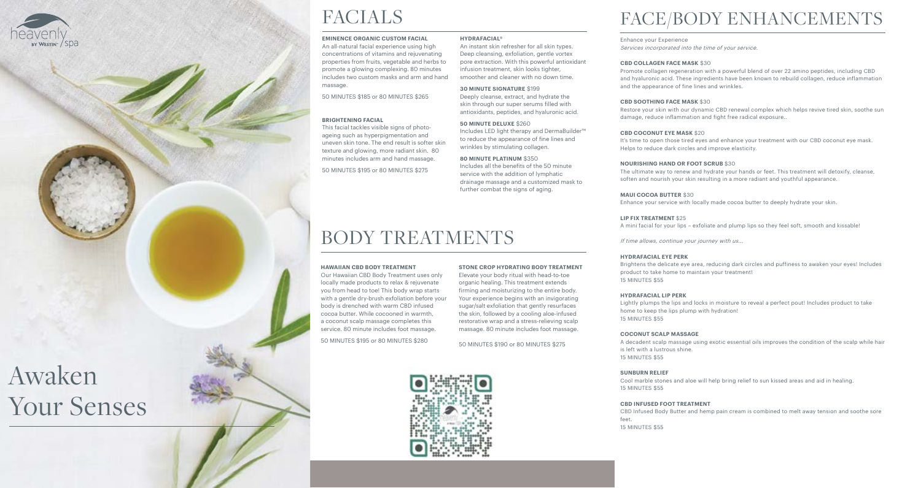heavenly BY WESTIN spa

# Awaken Your Senses

# FACIALS

**EMINENCE ORGANIC CUSTOM FACIAL**
An all-natural facial experience using high concentrations of vitamins and rejuvenating properties from fruits, vegetable and herbs to promote a glowing complexing. 80 minutes includes two custom masks and arm and hand massage.

50 MINUTES $185 or 80 MINUTES $265

**BRIGHTENING FACIAL**
This facial tackles visible signs of photo-ageing such as hyperpigmentation and uneven skin tone. The end result is softer skin texture and glowing, more radiant skin. 80 minutes includes arm and hand massage.

50 MINUTES $195 or 80 MINUTES $275

**HYDRAFACIAL®**
An instant skin refresher for all skin types. Deep cleansing, exfoliation, gentle vortex pore extraction. With this powerful antioxidant infusion treatment, skin looks tighter, smoother and cleaner with no down time.

**30 MINUTE SIGNATURE** $199
Deeply cleanse, extract, and hydrate the skin through our super serums filled with antioxidants, peptides, and hyaluronic acid.

**50 MINUTE DELUXE** $260
Includes LED light therapy and DermaBuilder™ to reduce the appearance of fine lines and wrinkles by stimulating collagen.

**80 MINUTE PLATINUM** $350
Includes all the benefits of the 50 minute service with the addition of lymphatic drainage massage and a customized mask to further combat the signs of aging.

# BODY TREATMENTS

**HAWAIIAN CBD BODY TREATMENT**
Our Hawaiian CBD Body Treatment uses only locally made products to relax & rejuvenate you from head to toe! This body wrap starts with a gentle dry-brush exfoliation before your body is drenched with warm CBD infused cocoa butter. While cocooned in warmth, a coconut scalp massage completes this service. 80 minute includes foot massage.

50 MINUTES $195 or 80 MINUTES $280

**STONE CROP HYDRATING BODY TREATMENT**
Elevate your body ritual with head-to-toe organic healing. This treatment extends firming and moisturizing to the entire body. Your experience begins with an invigorating sugar/salt exfoliation that gently resurfaces the skin, followed by a cooling aloe-infused restorative wrap and a stress-relieving scalp massage. 80 minute includes foot massage.

50 MINUTES $190 or 80 MINUTES $275

# FACE/BODY ENHANCEMENTS

Enhance your Experience
*Services incorporated into the time of your service.*

**CBD COLLAGEN FACE MASK** $30
Promote collagen regeneration with a powerful blend of over 22 amino peptides, including CBD and hyaluronic acid. These ingredients have been known to rebuild collagen, reduce inflammation and the appearance of fine lines and wrinkles.

**CBD SOOTHING FACE MASK** $30
Restore your skin with our dynamic CBD renewal complex which helps revive tired skin, soothe sun damage, reduce inflammation and fight free radical exposure..

**CBD COCONUT EYE MASK** $20
It's time to open those tired eyes and enhance your treatment with our CBD coconut eye mask. Helps to reduce dark circles and improve elasticity.

**NOURISHING HAND OR FOOT SCRUB** $30
The ultimate way to renew and hydrate your hands or feet. This treatment will detoxify, cleanse, soften and nourish your skin resulting in a more radiant and youthful appearance.

**MAUI COCOA BUTTER** $30
Enhance your service with locally made cocoa butter to deeply hydrate your skin.

**LIP FIX TREATMENT** $25
A mini facial for your lips – exfoliate and plump lips so they feel soft, smooth and kissable!

*If time allows, continue your journey with us...*

**HYDRAFACIAL EYE PERK**
Brightens the delicate eye area, reducing dark circles and puffiness to awaken your eyes! Includes product to take home to maintain your treatment!
15 MINUTES $55

**HYDRAFACIAL LIP PERK**
Lightly plumps the lips and locks in moisture to reveal a perfect pout! Includes product to take home to keep the lips plump with hydration!
15 MINUTES $55

**COCONUT SCALP MASSAGE**
A decadent scalp massage using exotic essential oils improves the condition of the scalp while hair is left with a lustrous shine.
15 MINUTES $55

**SUNBURN RELIEF**
Cool marble stones and aloe will help bring relief to sun kissed areas and aid in healing.
15 MINUTES $55

**CBD INFUSED FOOT TREATMENT**
CBD Infused Body Butter and hemp pain cream is combined to melt away tension and soothe sore feet.
15 MINUTES $55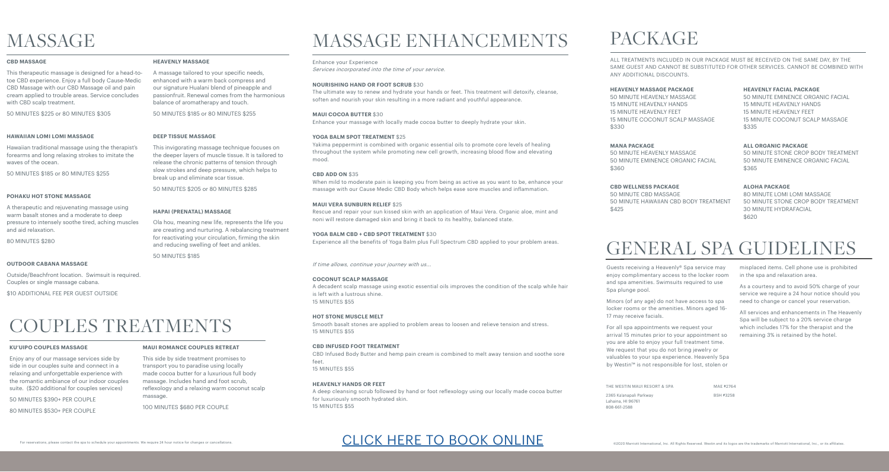# MASSAGE

### CBD MASSAGE

This therapeutic massage is designed for a head-to-toe CBD experience. Enjoy a full body Cause-Medic CBD Massage with our CBD Massage oil and pain cream applied to trouble areas. Service concludes with CBD scalp treatment.

50 MINUTES $225 or 80 MINUTES $305

### HAWAIIAN LOMI LOMI MASSAGE

Hawaiian traditional massage using the therapist's forearms and long relaxing strokes to imitate the waves of the ocean.

50 MINUTES $185 or 80 MINUTES $255

### POHAKU HOT STONE MASSAGE

A therapeutic and rejuvenating massage using warm basalt stones and a moderate to deep pressure to intensely soothe tired, aching muscles and aid relaxation.

80 MINUTES $280

### OUTDOOR CABANA MASSAGE

Outside/Beachfront location. Swimsuit is required. Couples or single massage cabana.

$10 ADDITIONAL FEE PER GUEST OUTSIDE

### HEAVENLY MASSAGE

A massage tailored to your specific needs, enhanced with a warm back compress and our signature Hualani blend of pineapple and passionfruit. Renewal comes from the harmonious balance of aromatherapy and touch.

50 MINUTES $185 or 80 MINUTES $255

### DEEP TISSUE MASSAGE

This invigorating massage technique focuses on the deeper layers of muscle tissue. It is tailored to release the chronic patterns of tension through slow strokes and deep pressure, which helps to break up and eliminate scar tissue.

50 MINUTES $205 or 80 MINUTES $285

### HAPAI (PRENATAL) MASSAGE

Ola hou, meaning new life, represents the life you are creating and nurturing. A rebalancing treatment for reactivating your circulation, firming the skin and reducing swelling of feet and ankles.

50 MINUTES $185

# COUPLES TREATMENTS

### KU'UIPO COUPLES MASSAGE

Enjoy any of our massage services side by side in our couples suite and connect in a relaxing and unforgettable experience with the romantic ambiance of our indoor couples suite. ($20 additional for couples services)

50 MINUTES $390+ PER COUPLE

80 MINUTES $530+ PER COUPLE

### MAUI ROMANCE COUPLES RETREAT

This side by side treatment promises to transport you to paradise using locally made cocoa butter for a luxurious full body massage. Includes hand and foot scrub, reflexology and a relaxing warm coconut scalp massage.

100 MINUTES $680 PER COUPLE

# MASSAGE ENHANCEMENTS

Enhance your Experience
*Services incorporated into the time of your service.*

**NOURISHING HAND OR FOOT SCRUB** $30
The ultimate way to renew and hydrate your hands or feet. This treatment will detoxify, cleanse, soften and nourish your skin resulting in a more radiant and youthful appearance.

**MAUI COCOA BUTTER** $30
Enhance your massage with locally made cocoa butter to deeply hydrate your skin.

**YOGA BALM SPOT TREATMENT** $25
Yakima peppermint is combined with organic essential oils to promote core levels of healing throughout the system while promoting new cell growth, increasing blood flow and elevating mood.

**CBD ADD ON** $35
When mild to moderate pain is keeping you from being as active as you want to be, enhance your massage with our Cause Medic CBD Body which helps ease sore muscles and inflammation.

**MAUI VERA SUNBURN RELIEF** $25
Rescue and repair your sun kissed skin with an application of Maui Vera. Organic aloe, mint and noni will restore damaged skin and bring it back to its healthy, balanced state.

**YOGA BALM CBD + CBD SPOT TREATMENT** $30
Experience all the benefits of Yoga Balm plus Full Spectrum CBD applied to your problem areas.

*If time allows, continue your journey with us...*

**COCONUT SCALP MASSAGE**
A decadent scalp massage using exotic essential oils improves the condition of the scalp while hair is left with a lustrous shine.
15 MINUTES $55

**HOT STONE MUSCLE MELT**
Smooth basalt stones are applied to problem areas to loosen and relieve tension and stress.
15 MINUTES $55

**CBD INFUSED FOOT TREATMENT**
CBD Infused Body Butter and hemp pain cream is combined to melt away tension and soothe sore feet.
15 MINUTES $55

**HEAVENLY HANDS OR FEET**
A deep cleansing scrub followed by hand or foot reflexology using our locally made cocoa butter for luxuriously smooth hydrated skin.
15 MINUTES $55

# PACKAGE

ALL TREATMENTS INCLUDED IN OUR PACKAGE MUST BE RECEIVED ON THE SAME DAY, BY THE SAME GUEST AND CANNOT BE SUBSTITUTED FOR OTHER SERVICES. CANNOT BE COMBINED WITH ANY ADDITIONAL DISCOUNTS.

**HEAVENLY MASSAGE PACKAGE**
50 MINUTE HEAVENLY MASSAGE
15 MINUTE HEAVENLY HANDS
15 MINUTE HEAVENLY FEET
15 MINUTE COCONUT SCALP MASSAGE
$330

**MANA PACKAGE**
50 MINUTE HEAVENLY MASSAGE
50 MINUTE EMINENCE ORGANIC FACIAL
$360

**CBD WELLNESS PACKAGE**
50 MINUTE CBD MASSAGE
50 MINUTE HAWAIIAN CBD BODY TREATMENT
$425

**HEAVENLY FACIAL PACKAGE**
50 MINUTE EMINENCE ORGANIC FACIAL
15 MINUTE HEAVENLY HANDS
15 MINUTE HEAVENLY FEET
15 MINUTE COCONUT SCALP MASSAGE
$335

**ALL ORGANIC PACKAGE**
50 MINUTE STONE CROP BODY TREATMENT
50 MINUTE EMINENCE ORGANIC FACIAL
$365

**ALOHA PACKAGE**
80 MINUTE LOMI LOMI MASSAGE
50 MINUTE STONE CROP BODY TREATMENT
30 MINUTE HYDRAFACIAL
$620

# GENERAL SPA GUIDELINES

Guests receiving a Heavenly® Spa service may enjoy complimentary access to the locker room and spa amenities. Swimsuits required to use Spa plunge pool.

Minors (of any age) do not have access to spa locker rooms or the amenities. Minors aged 16-17 may receive facials.

For all spa appointments we request your arrival 15 minutes prior to your appointment so you are able to enjoy your full treatment time. We request that you do not bring jewelry or valuables to your spa experience. Heavenly Spa by Westin™ is not responsible for lost, stolen or misplaced items. Cell phone use is prohibited in the spa and relaxation area.

As a courtesy and to avoid 50% charge of your service we require a 24 hour notice should you need to change or cancel your reservation.

All services and enhancements in The Heavenly Spa will be subject to a 20% service charge which includes 17% for the therapist and the remaining 3% is retained by the hotel.

THE WESTIN MAUI RESORT & SPA
2365 Ka'anapali Parkway
Lahaina, HI 96761
808-661-2588

MAE #2764
BSH #3258

For reservations, please contact the spa to schedule your appointments. We require 24 hour notice for changes or cancellations.

CLICK HERE TO BOOK ONLINE

©2020 Marriott International, Inc. All Rights Reserved. Westin and its logos are the trademarks of Marriott International, Inc., or its affiliates.